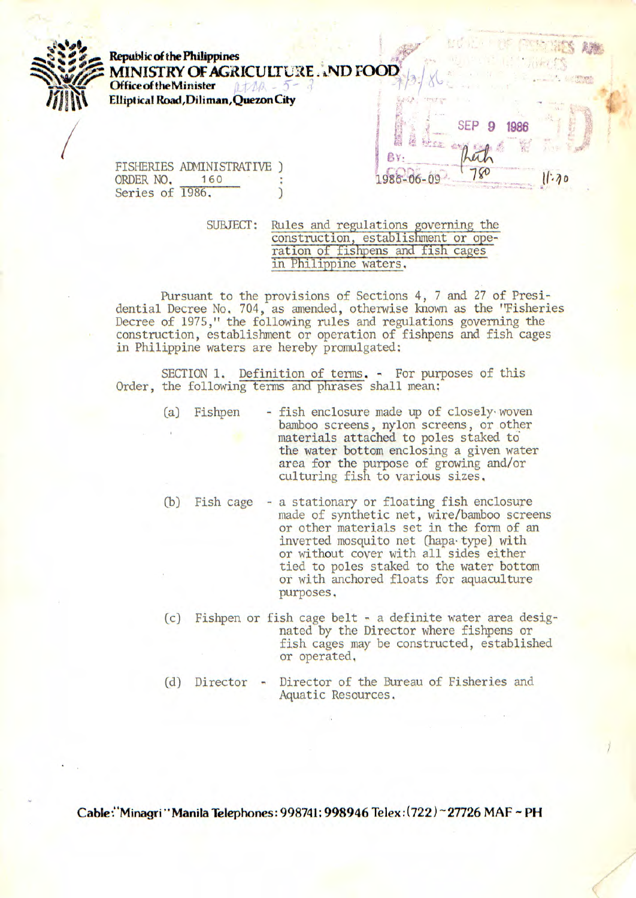Republic of the Philippines
**MINISTRY OF AGRICULTURE AND FOOD**
**Office of the Minister**
**Elliptical Road, Diliman, Quezon City**

FISHERIES ADMINISTRATIVE )
ORDER NO. 160 :
Series of 1986. )

SUBJECT: Rules and regulations governing the construction, establishment or operation of fishpens and fish cages in Philippine waters.

Pursuant to the provisions of Sections 4, 7 and 27 of Presidential Decree No. 704, as amended, otherwise known as the "Fisheries Decree of 1975," the following rules and regulations governing the construction, establishment or operation of fishpens and fish cages in Philippine waters are hereby promulgated:

SECTION 1. Definition of terms. - For purposes of this Order, the following terms and phrases shall mean:

(a) Fishpen - fish enclosure made up of closely woven bamboo screens, nylon screens, or other materials attached to poles staked to the water bottom enclosing a given water area for the purpose of growing and/or culturing fish to various sizes.

(b) Fish cage - a stationary or floating fish enclosure made of synthetic net, wire/bamboo screens or other materials set in the form of an inverted mosquito net (hapa-type) with or without cover with all sides either tied to poles staked to the water bottom or with anchored floats for aquaculture purposes.

(c) Fishpen or fish cage belt - a definite water area designated by the Director where fishpens or fish cages may be constructed, established or operated.

(d) Director - Director of the Bureau of Fisheries and Aquatic Resources.

Cable: "Minagri" Manila Telephones: 998741; 998946 Telex: (722) ~27726 MAF ~ PH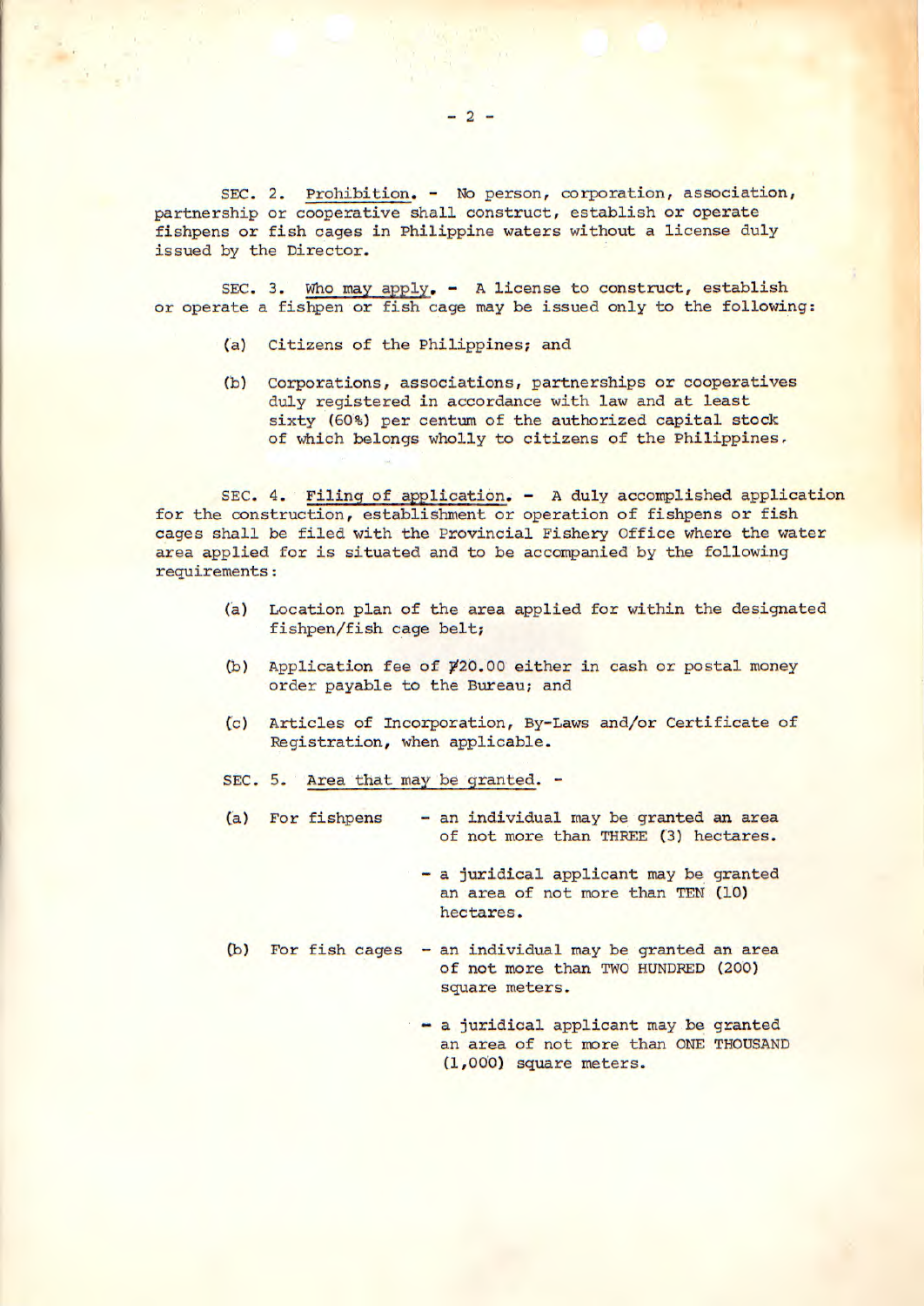SEC. 2. Prohibition. - No person, corporation, association, partnership or cooperative shall construct, establish or operate fishpens or fish cages in Philippine waters without a license duly issued by the Director.

SEC. 3. Who may apply. - A license to construct, establish or operate a fishpen or fish cage may be issued only to the following:

(a) Citizens of the Philippines; and

(b) Corporations, associations, partnerships or cooperatives duly registered in accordance with law and at least sixty (60%) per centum of the authorized capital stock of which belongs wholly to citizens of the Philippines.

SEC. 4. Filing of application. - A duly accomplished application for the construction, establishment or operation of fishpens or fish cages shall be filed with the Provincial Fishery Office where the water area applied for is situated and to be accompanied by the following requirements:

(a) Location plan of the area applied for within the designated fishpen/fish cage belt;

(b) Application fee of ₱20.00 either in cash or postal money order payable to the Bureau; and

(c) Articles of Incorporation, By-Laws and/or Certificate of Registration, when applicable.

SEC. 5. Area that may be granted. -

(a) For fishpens
- an individual may be granted an area of not more than THREE (3) hectares.
- a juridical applicant may be granted an area of not more than TEN (10) hectares.

(b) For fish cages
- an individual may be granted an area of not more than TWO HUNDRED (200) square meters.
- a juridical applicant may be granted an area of not more than ONE THOUSAND (1,000) square meters.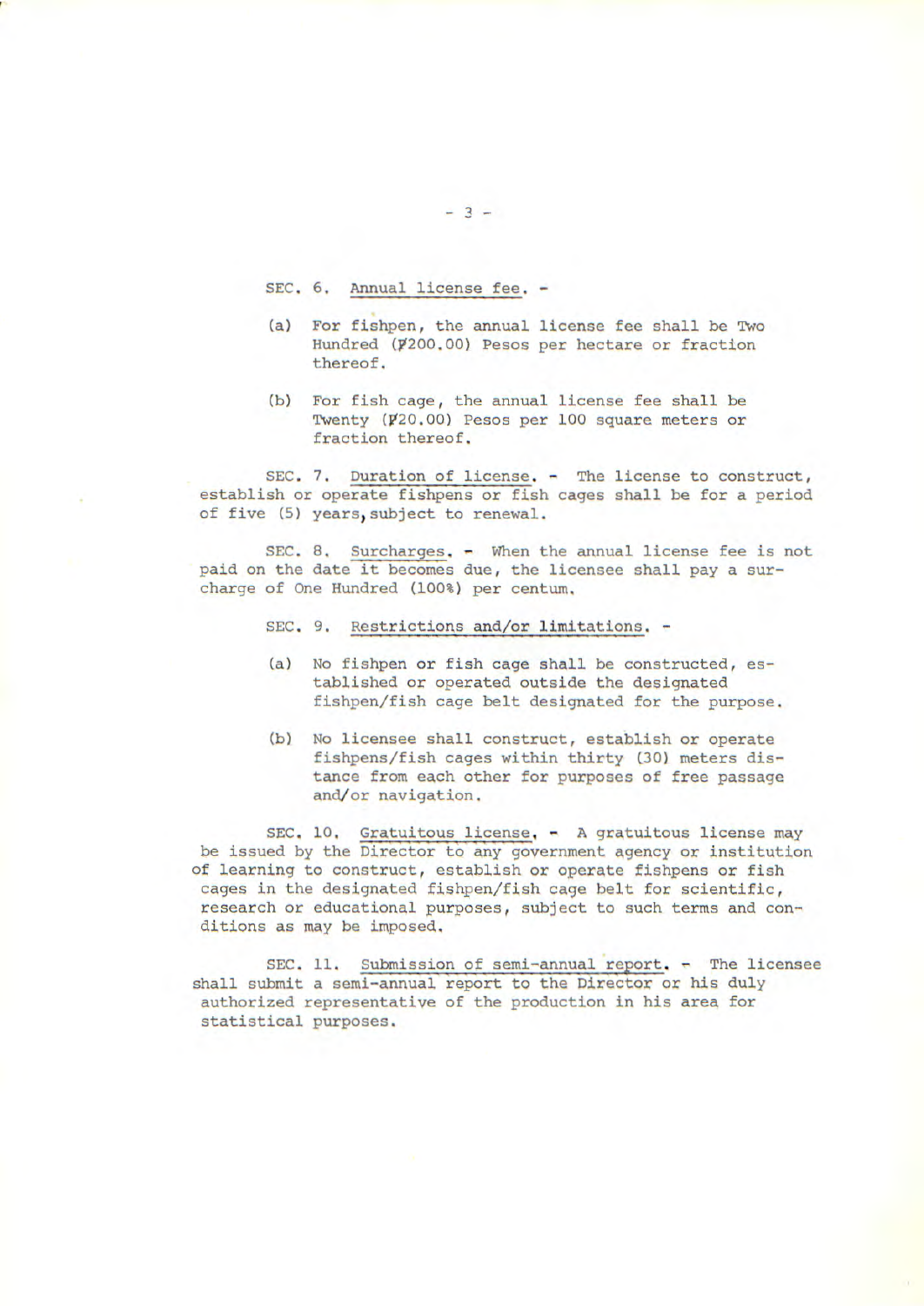SEC. 6. Annual license fee. -

(a) For fishpen, the annual license fee shall be Two Hundred (₱200.00) Pesos per hectare or fraction thereof.

(b) For fish cage, the annual license fee shall be Twenty (₱20.00) Pesos per 100 square meters or fraction thereof.

SEC. 7. Duration of license. - The license to construct, establish or operate fishpens or fish cages shall be for a period of five (5) years, subject to renewal.

SEC. 8. Surcharges. - When the annual license fee is not paid on the date it becomes due, the licensee shall pay a surcharge of One Hundred (100%) per centum.

SEC. 9. Restrictions and/or limitations. -

(a) No fishpen or fish cage shall be constructed, established or operated outside the designated fishpen/fish cage belt designated for the purpose.

(b) No licensee shall construct, establish or operate fishpens/fish cages within thirty (30) meters distance from each other for purposes of free passage and/or navigation.

SEC. 10. Gratuitous license. - A gratuitous license may be issued by the Director to any government agency or institution of learning to construct, establish or operate fishpens or fish cages in the designated fishpen/fish cage belt for scientific, research or educational purposes, subject to such terms and conditions as may be imposed.

SEC. 11. Submission of semi-annual report. - The licensee shall submit a semi-annual report to the Director or his duly authorized representative of the production in his area for statistical purposes.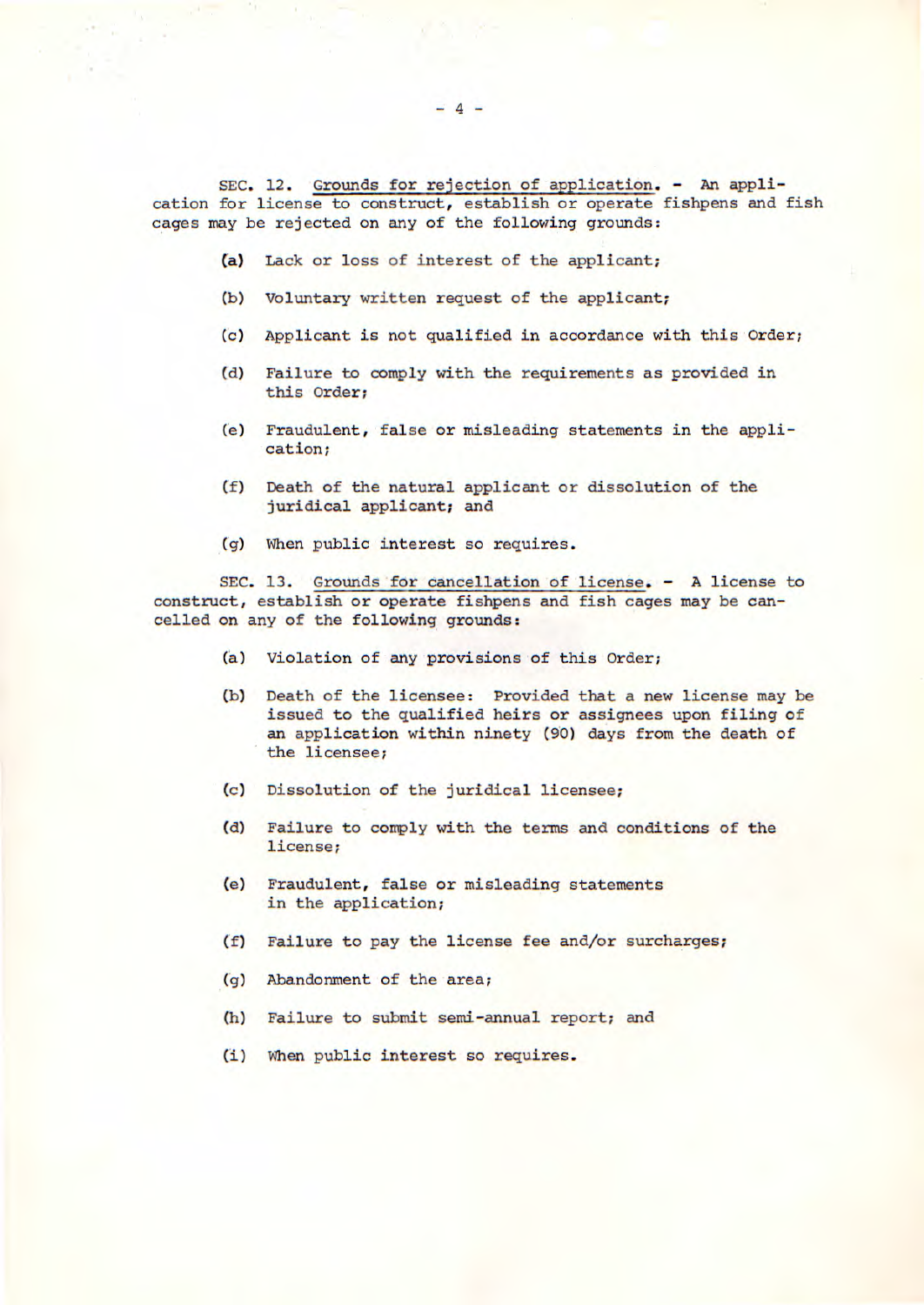SEC. 12. Grounds for rejection of application. - An application for license to construct, establish or operate fishpens and fish cages may be rejected on any of the following grounds:

(a) Lack or loss of interest of the applicant;

(b) Voluntary written request of the applicant;

(c) Applicant is not qualified in accordance with this Order;

(d) Failure to comply with the requirements as provided in this Order;

(e) Fraudulent, false or misleading statements in the application;

(f) Death of the natural applicant or dissolution of the juridical applicant; and

(g) When public interest so requires.

SEC. 13. Grounds for cancellation of license. - A license to construct, establish or operate fishpens and fish cages may be cancelled on any of the following grounds:

(a) Violation of any provisions of this Order;

(b) Death of the licensee: Provided that a new license may be issued to the qualified heirs or assignees upon filing of an application within ninety (90) days from the death of the licensee;

(c) Dissolution of the juridical licensee;

(d) Failure to comply with the terms and conditions of the license;

(e) Fraudulent, false or misleading statements in the application;

(f) Failure to pay the license fee and/or surcharges;

(g) Abandonment of the area;

(h) Failure to submit semi-annual report; and

(i) When public interest so requires.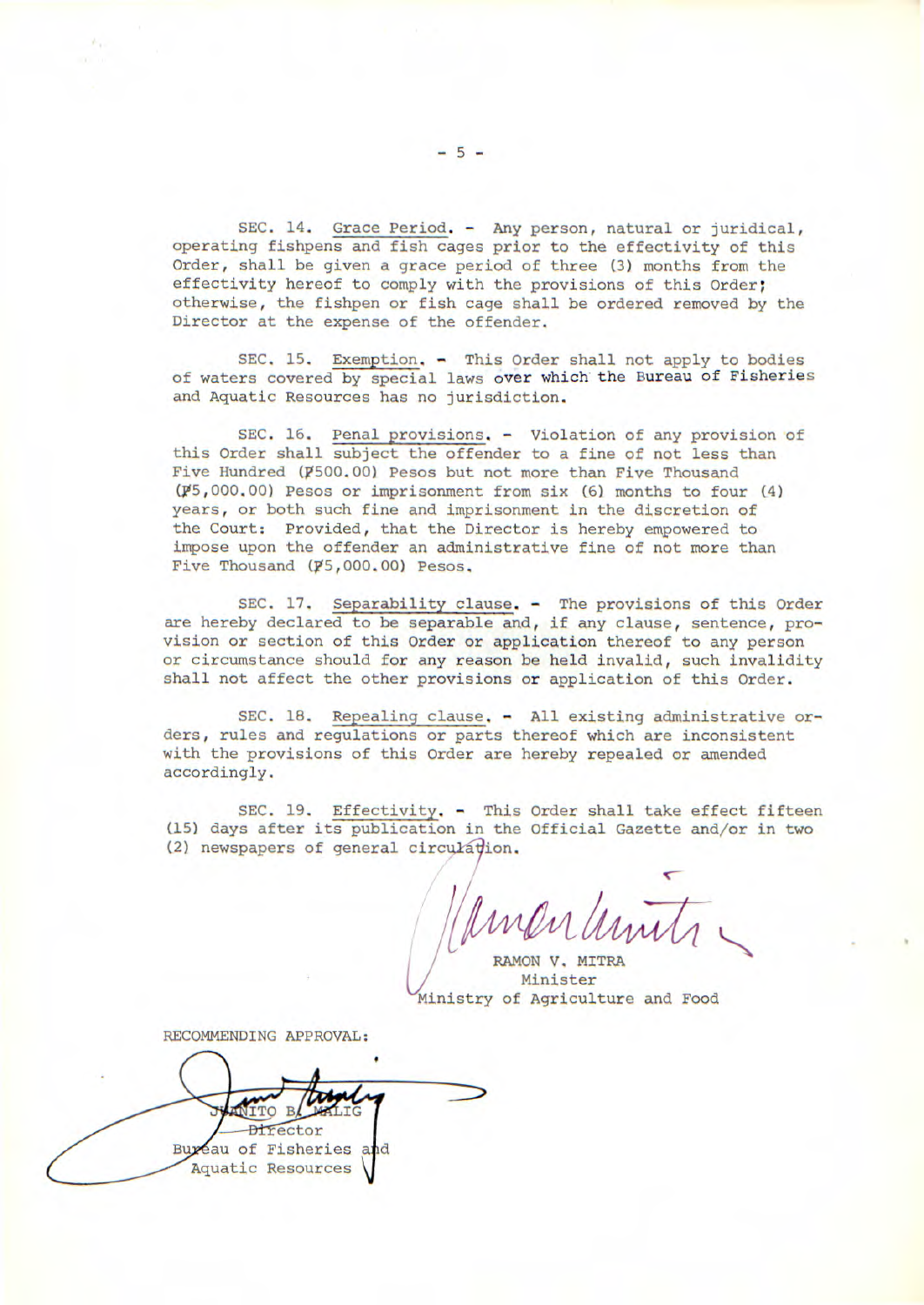SEC. 14. Grace Period. - Any person, natural or juridical, operating fishpens and fish cages prior to the effectivity of this Order, shall be given a grace period of three (3) months from the effectivity hereof to comply with the provisions of this Order; otherwise, the fishpen or fish cage shall be ordered removed by the Director at the expense of the offender.

SEC. 15. Exemption. - This Order shall not apply to bodies of waters covered by special laws over which the Bureau of Fisheries and Aquatic Resources has no jurisdiction.

SEC. 16. Penal provisions. - Violation of any provision of this Order shall subject the offender to a fine of not less than Five Hundred (₱500.00) Pesos but not more than Five Thousand (₱5,000.00) Pesos or imprisonment from six (6) months to four (4) years, or both such fine and imprisonment in the discretion of the Court: Provided, that the Director is hereby empowered to impose upon the offender an administrative fine of not more than Five Thousand (₱5,000.00) Pesos.

SEC. 17. Separability clause. - The provisions of this Order are hereby declared to be separable and, if any clause, sentence, provision or section of this Order or application thereof to any person or circumstance should for any reason be held invalid, such invalidity shall not affect the other provisions or application of this Order.

SEC. 18. Repealing clause. - All existing administrative orders, rules and regulations or parts thereof which are inconsistent with the provisions of this Order are hereby repealed or amended accordingly.

SEC. 19. Effectivity. - This Order shall take effect fifteen (15) days after its publication in the Official Gazette and/or in two (2) newspapers of general circulation.

RAMON V. MITRA
Minister
Ministry of Agriculture and Food

RECOMMENDING APPROVAL:

JUANITO B. MALIG
Director
Bureau of Fisheries and Aquatic Resources